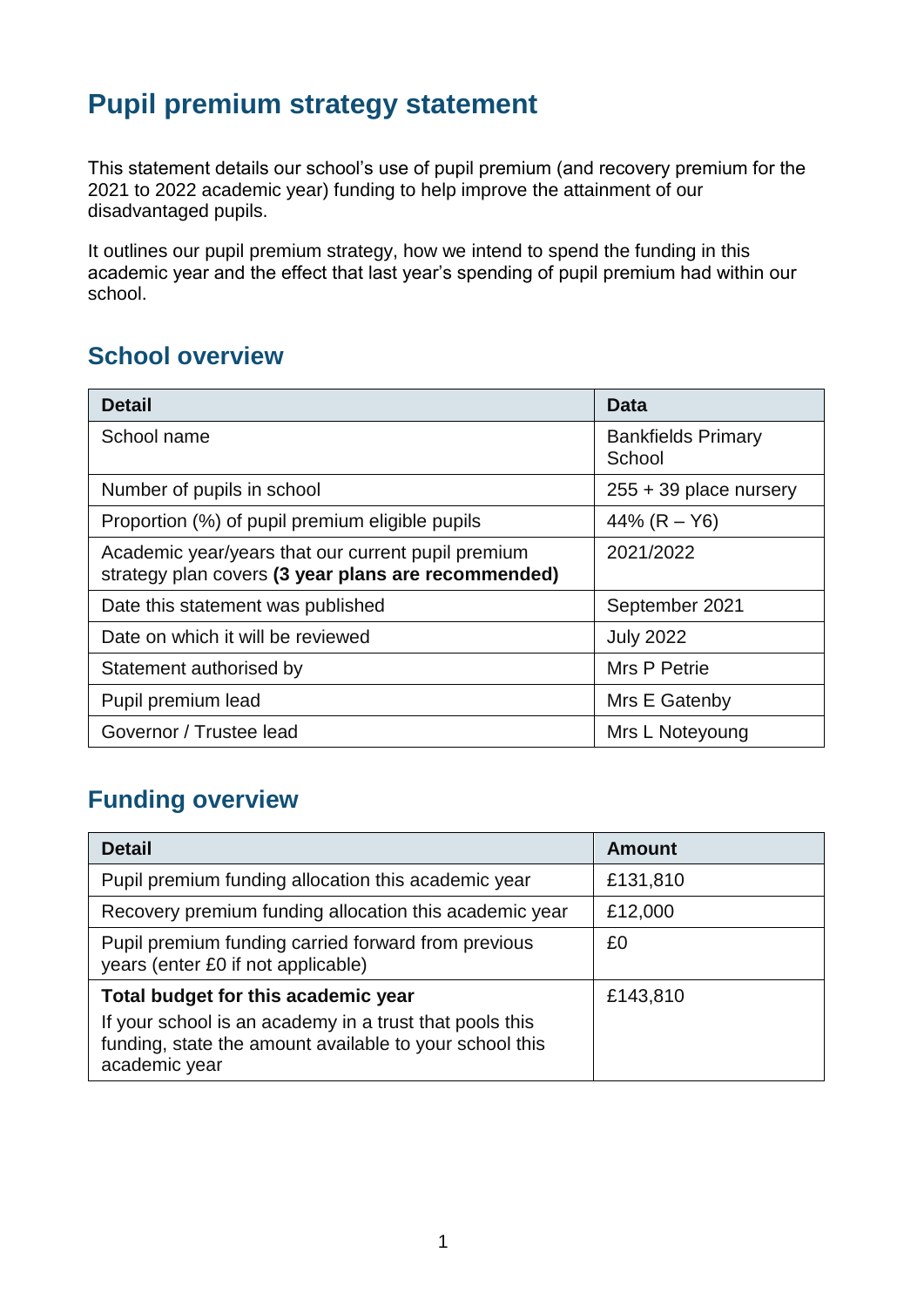# Pupil premium strategy statement

This statement details our school's use of pupil premium (and recovery premium for the 2021 to 2022 academic year) funding to help improve the attainment of our disadvantaged pupils.

It outlines our pupil premium strategy, how we intend to spend the funding in this academic year and the effect that last year's spending of pupil premium had within our school.

## School overview

| Detail | Data |
|---|---|
| School name | Bankfields Primary School |
| Number of pupils in school | 255 + 39 place nursery |
| Proportion (%) of pupil premium eligible pupils | 44% (R – Y6) |
| Academic year/years that our current pupil premium strategy plan covers **(3 year plans are recommended)** | 2021/2022 |
| Date this statement was published | September 2021 |
| Date on which it will be reviewed | July 2022 |
| Statement authorised by | Mrs P Petrie |
| Pupil premium lead | Mrs E Gatenby |
| Governor / Trustee lead | Mrs L Noteyoung |

## Funding overview

| Detail | Amount |
|---|---|
| Pupil premium funding allocation this academic year | £131,810 |
| Recovery premium funding allocation this academic year | £12,000 |
| Pupil premium funding carried forward from previous years (enter £0 if not applicable) | £0 |
| **Total budget for this academic year** If your school is an academy in a trust that pools this funding, state the amount available to your school this academic year | £143,810 |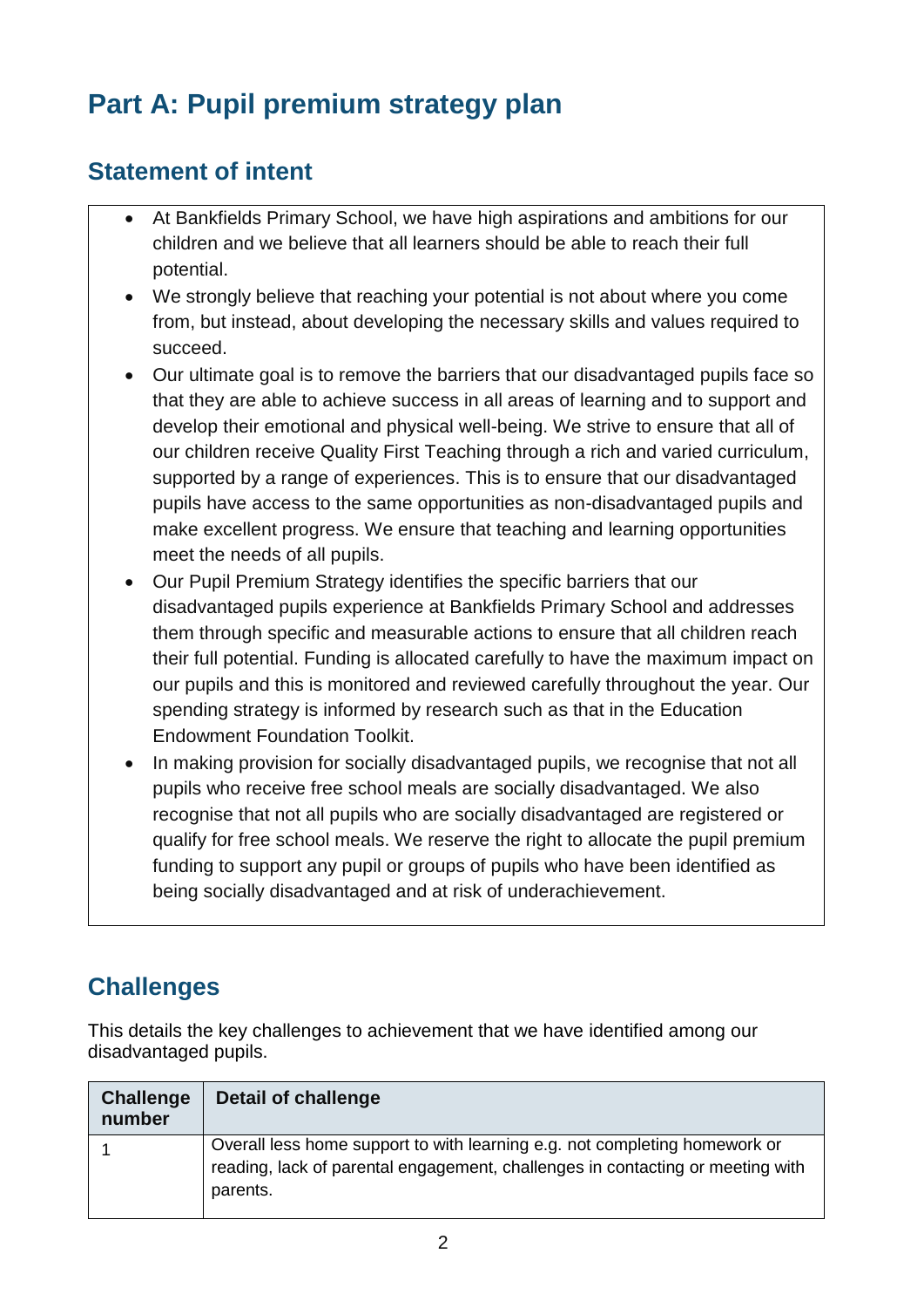# Part A: Pupil premium strategy plan

## Statement of intent

- At Bankfields Primary School, we have high aspirations and ambitions for our children and we believe that all learners should be able to reach their full potential.
- We strongly believe that reaching your potential is not about where you come from, but instead, about developing the necessary skills and values required to succeed.
- Our ultimate goal is to remove the barriers that our disadvantaged pupils face so that they are able to achieve success in all areas of learning and to support and develop their emotional and physical well-being. We strive to ensure that all of our children receive Quality First Teaching through a rich and varied curriculum, supported by a range of experiences. This is to ensure that our disadvantaged pupils have access to the same opportunities as non-disadvantaged pupils and make excellent progress. We ensure that teaching and learning opportunities meet the needs of all pupils.
- Our Pupil Premium Strategy identifies the specific barriers that our disadvantaged pupils experience at Bankfields Primary School and addresses them through specific and measurable actions to ensure that all children reach their full potential. Funding is allocated carefully to have the maximum impact on our pupils and this is monitored and reviewed carefully throughout the year. Our spending strategy is informed by research such as that in the Education Endowment Foundation Toolkit.
- In making provision for socially disadvantaged pupils, we recognise that not all pupils who receive free school meals are socially disadvantaged. We also recognise that not all pupils who are socially disadvantaged are registered or qualify for free school meals. We reserve the right to allocate the pupil premium funding to support any pupil or groups of pupils who have been identified as being socially disadvantaged and at risk of underachievement.

## Challenges

This details the key challenges to achievement that we have identified among our disadvantaged pupils.

| Challenge number | Detail of challenge |
|---|---|
| 1 | Overall less home support to with learning e.g. not completing homework or reading, lack of parental engagement, challenges in contacting or meeting with parents. |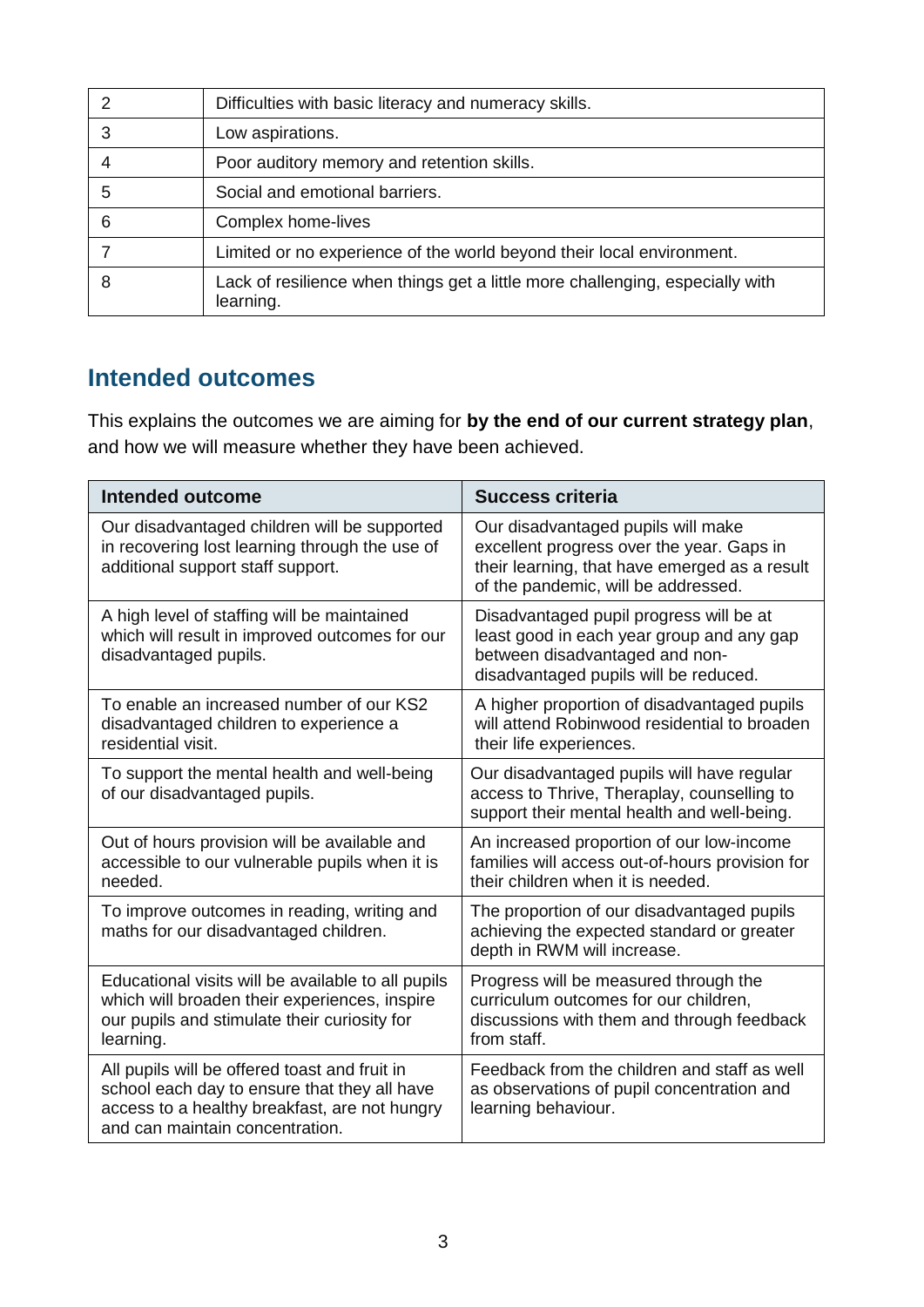| | |
|---|---|
| 2 | Difficulties with basic literacy and numeracy skills. |
| 3 | Low aspirations. |
| 4 | Poor auditory memory and retention skills. |
| 5 | Social and emotional barriers. |
| 6 | Complex home-lives |
| 7 | Limited or no experience of the world beyond their local environment. |
| 8 | Lack of resilience when things get a little more challenging, especially with learning. |

## Intended outcomes

This explains the outcomes we are aiming for **by the end of our current strategy plan**, and how we will measure whether they have been achieved.

| Intended outcome | Success criteria |
|---|---|
| Our disadvantaged children will be supported in recovering lost learning through the use of additional support staff support. | Our disadvantaged pupils will make excellent progress over the year. Gaps in their learning, that have emerged as a result of the pandemic, will be addressed. |
| A high level of staffing will be maintained which will result in improved outcomes for our disadvantaged pupils. | Disadvantaged pupil progress will be at least good in each year group and any gap between disadvantaged and non-disadvantaged pupils will be reduced. |
| To enable an increased number of our KS2 disadvantaged children to experience a residential visit. | A higher proportion of disadvantaged pupils will attend Robinwood residential to broaden their life experiences. |
| To support the mental health and well-being of our disadvantaged pupils. | Our disadvantaged pupils will have regular access to Thrive, Theraplay, counselling to support their mental health and well-being. |
| Out of hours provision will be available and accessible to our vulnerable pupils when it is needed. | An increased proportion of our low-income families will access out-of-hours provision for their children when it is needed. |
| To improve outcomes in reading, writing and maths for our disadvantaged children. | The proportion of our disadvantaged pupils achieving the expected standard or greater depth in RWM will increase. |
| Educational visits will be available to all pupils which will broaden their experiences, inspire our pupils and stimulate their curiosity for learning. | Progress will be measured through the curriculum outcomes for our children, discussions with them and through feedback from staff. |
| All pupils will be offered toast and fruit in school each day to ensure that they all have access to a healthy breakfast, are not hungry and can maintain concentration. | Feedback from the children and staff as well as observations of pupil concentration and learning behaviour. |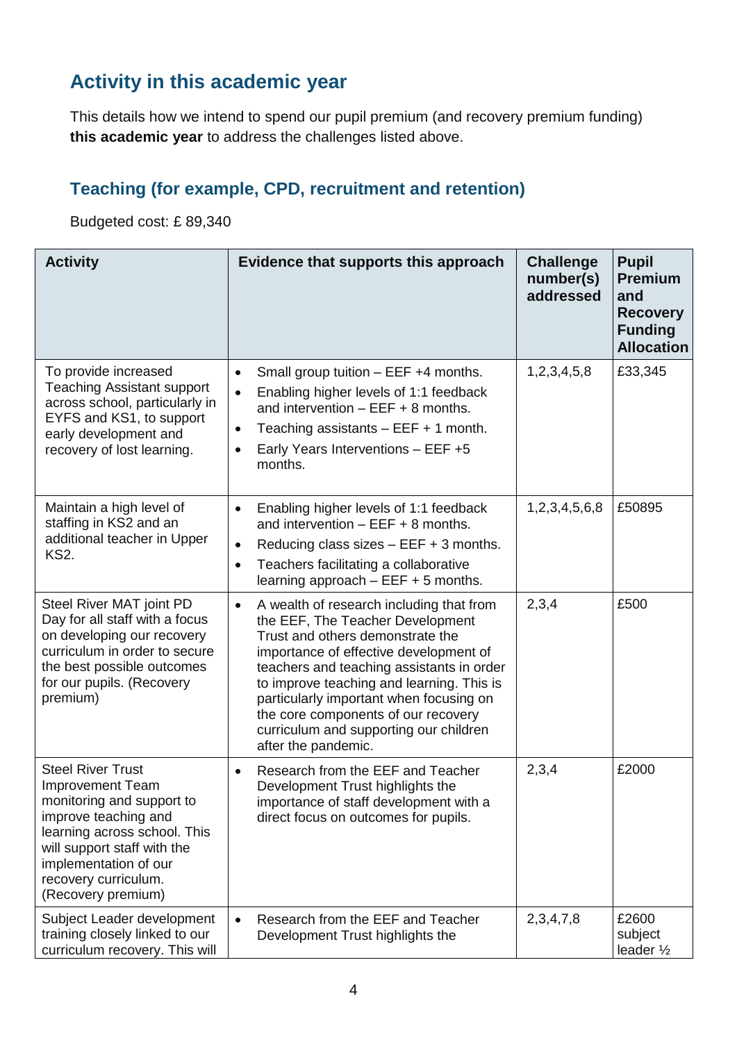## Activity in this academic year

This details how we intend to spend our pupil premium (and recovery premium funding) **this academic year** to address the challenges listed above.

### Teaching (for example, CPD, recruitment and retention)

Budgeted cost: £ 89,340

| Activity | Evidence that supports this approach | Challenge number(s) addressed | Pupil Premium and Recovery Funding Allocation |
|---|---|---|---|
| To provide increased Teaching Assistant support across school, particularly in EYFS and KS1, to support early development and recovery of lost learning. | • Small group tuition – EEF +4 months. <br> • Enabling higher levels of 1:1 feedback and intervention – EEF + 8 months. <br> • Teaching assistants – EEF + 1 month. <br> • Early Years Interventions – EEF +5 months. | 1,2,3,4,5,8 | £33,345 |
| Maintain a high level of staffing in KS2 and an additional teacher in Upper KS2. | • Enabling higher levels of 1:1 feedback and intervention – EEF + 8 months. <br> • Reducing class sizes – EEF + 3 months. <br> • Teachers facilitating a collaborative learning approach – EEF + 5 months. | 1,2,3,4,5,6,8 | £50895 |
| Steel River MAT joint PD Day for all staff with a focus on developing our recovery curriculum in order to secure the best possible outcomes for our pupils. (Recovery premium) | • A wealth of research including that from the EEF, The Teacher Development Trust and others demonstrate the importance of effective development of teachers and teaching assistants in order to improve teaching and learning. This is particularly important when focusing on the core components of our recovery curriculum and supporting our children after the pandemic. | 2,3,4 | £500 |
| Steel River Trust Improvement Team monitoring and support to improve teaching and learning across school. This will support staff with the implementation of our recovery curriculum. (Recovery premium) | • Research from the EEF and Teacher Development Trust highlights the importance of staff development with a direct focus on outcomes for pupils. | 2,3,4 | £2000 |
| Subject Leader development training closely linked to our curriculum recovery. This will | • Research from the EEF and Teacher Development Trust highlights the | 2,3,4,7,8 | £2600 subject leader ½ |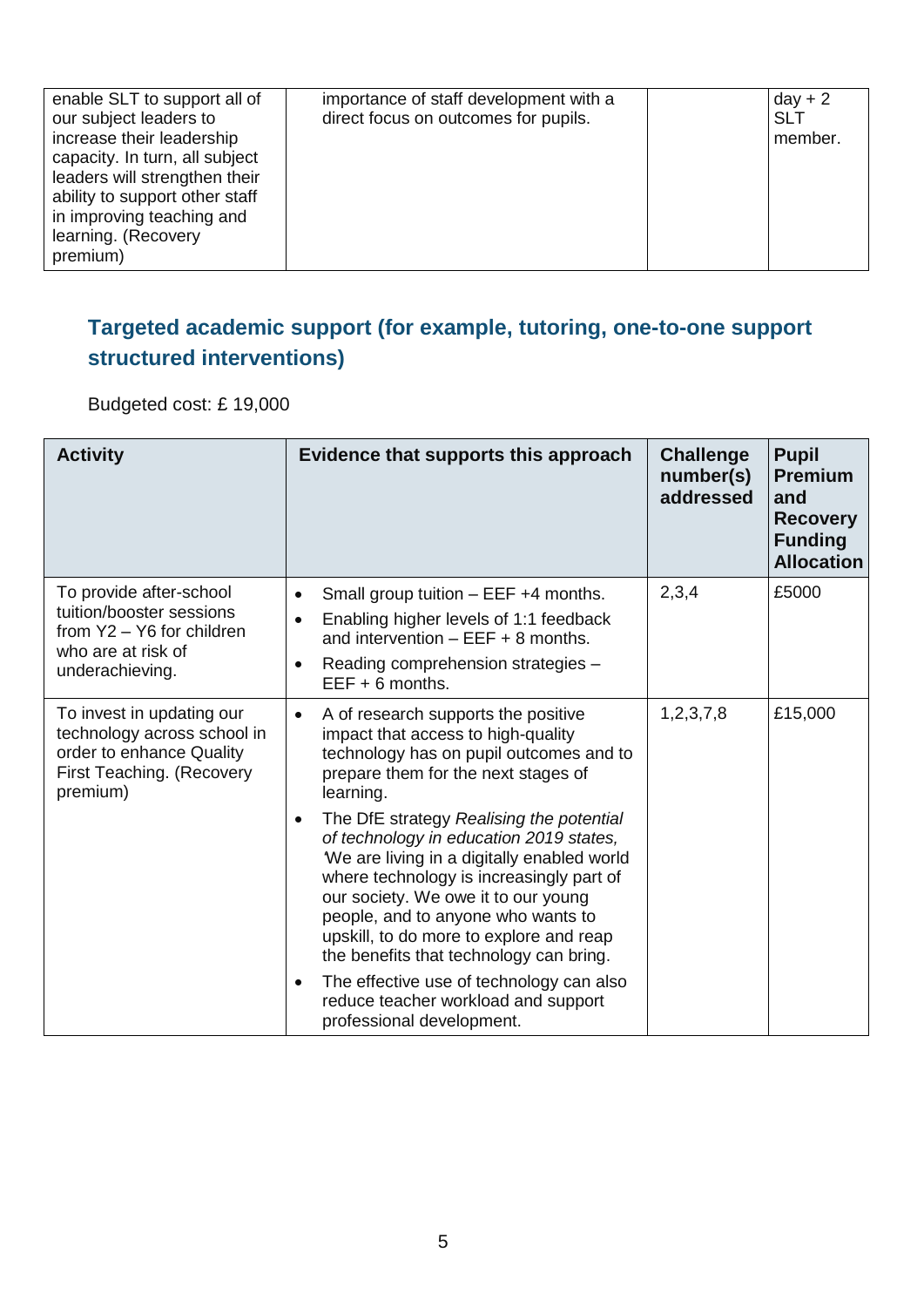| enable SLT to support all of our subject leaders to increase their leadership capacity. In turn, all subject leaders will strengthen their ability to support other staff in improving teaching and learning. (Recovery premium) | importance of staff development with a direct focus on outcomes for pupils. | | day + 2 SLT member. |
|---|---|---|---|

## Targeted academic support (for example, tutoring, one-to-one support structured interventions)

Budgeted cost: £ 19,000

| Activity | Evidence that supports this approach | Challenge number(s) addressed | Pupil Premium and Recovery Funding Allocation |
|---|---|---|---|
| To provide after-school tuition/booster sessions from Y2 – Y6 for children who are at risk of underachieving. | • Small group tuition – EEF +4 months.<br>• Enabling higher levels of 1:1 feedback and intervention – EEF + 8 months.<br>• Reading comprehension strategies – EEF + 6 months. | 2,3,4 | £5000 |
| To invest in updating our technology across school in order to enhance Quality First Teaching. (Recovery premium) | • A of research supports the positive impact that access to high-quality technology has on pupil outcomes and to prepare them for the next stages of learning.<br>• The DfE strategy *Realising the potential of technology in education 2019 states,* 'We are living in a digitally enabled world where technology is increasingly part of our society. We owe it to our young people, and to anyone who wants to upskill, to do more to explore and reap the benefits that technology can bring.<br>• The effective use of technology can also reduce teacher workload and support professional development. | 1,2,3,7,8 | £15,000 |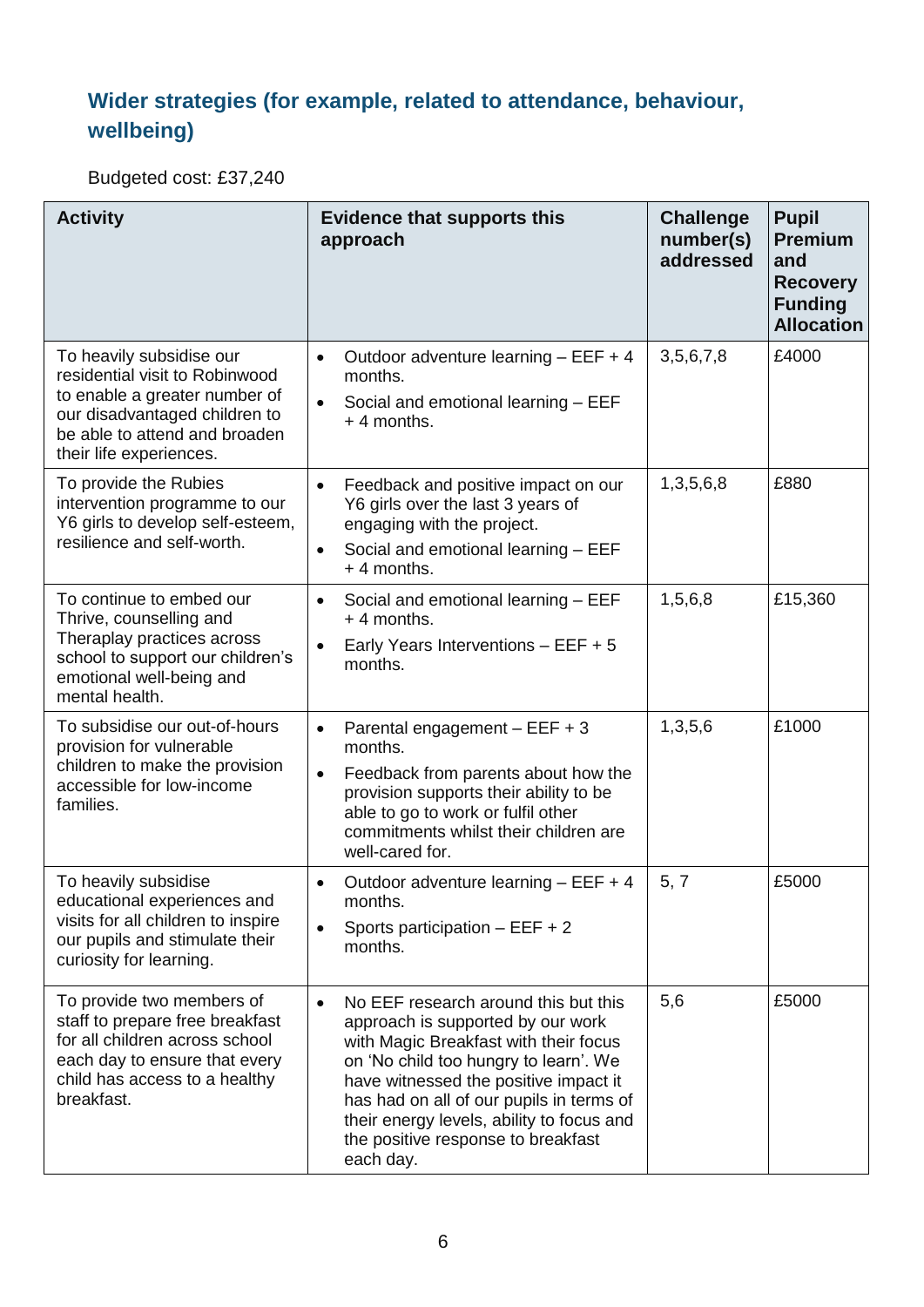## Wider strategies (for example, related to attendance, behaviour, wellbeing)

Budgeted cost: £37,240

| Activity | Evidence that supports this approach | Challenge number(s) addressed | Pupil Premium and Recovery Funding Allocation |
|---|---|---|---|
| To heavily subsidise our residential visit to Robinwood to enable a greater number of our disadvantaged children to be able to attend and broaden their life experiences. | • Outdoor adventure learning – EEF + 4 months. <br> • Social and emotional learning – EEF + 4 months. | 3,5,6,7,8 | £4000 |
| To provide the Rubies intervention programme to our Y6 girls to develop self-esteem, resilience and self-worth. | • Feedback and positive impact on our Y6 girls over the last 3 years of engaging with the project. <br> • Social and emotional learning – EEF + 4 months. | 1,3,5,6,8 | £880 |
| To continue to embed our Thrive, counselling and Theraplay practices across school to support our children's emotional well-being and mental health. | • Social and emotional learning – EEF + 4 months. <br> • Early Years Interventions – EEF + 5 months. | 1,5,6,8 | £15,360 |
| To subsidise our out-of-hours provision for vulnerable children to make the provision accessible for low-income families. | • Parental engagement – EEF + 3 months. <br> • Feedback from parents about how the provision supports their ability to be able to go to work or fulfil other commitments whilst their children are well-cared for. | 1,3,5,6 | £1000 |
| To heavily subsidise educational experiences and visits for all children to inspire our pupils and stimulate their curiosity for learning. | • Outdoor adventure learning – EEF + 4 months. <br> • Sports participation – EEF + 2 months. | 5, 7 | £5000 |
| To provide two members of staff to prepare free breakfast for all children across school each day to ensure that every child has access to a healthy breakfast. | • No EEF research around this but this approach is supported by our work with Magic Breakfast with their focus on 'No child too hungry to learn'. We have witnessed the positive impact it has had on all of our pupils in terms of their energy levels, ability to focus and the positive response to breakfast each day. | 5,6 | £5000 |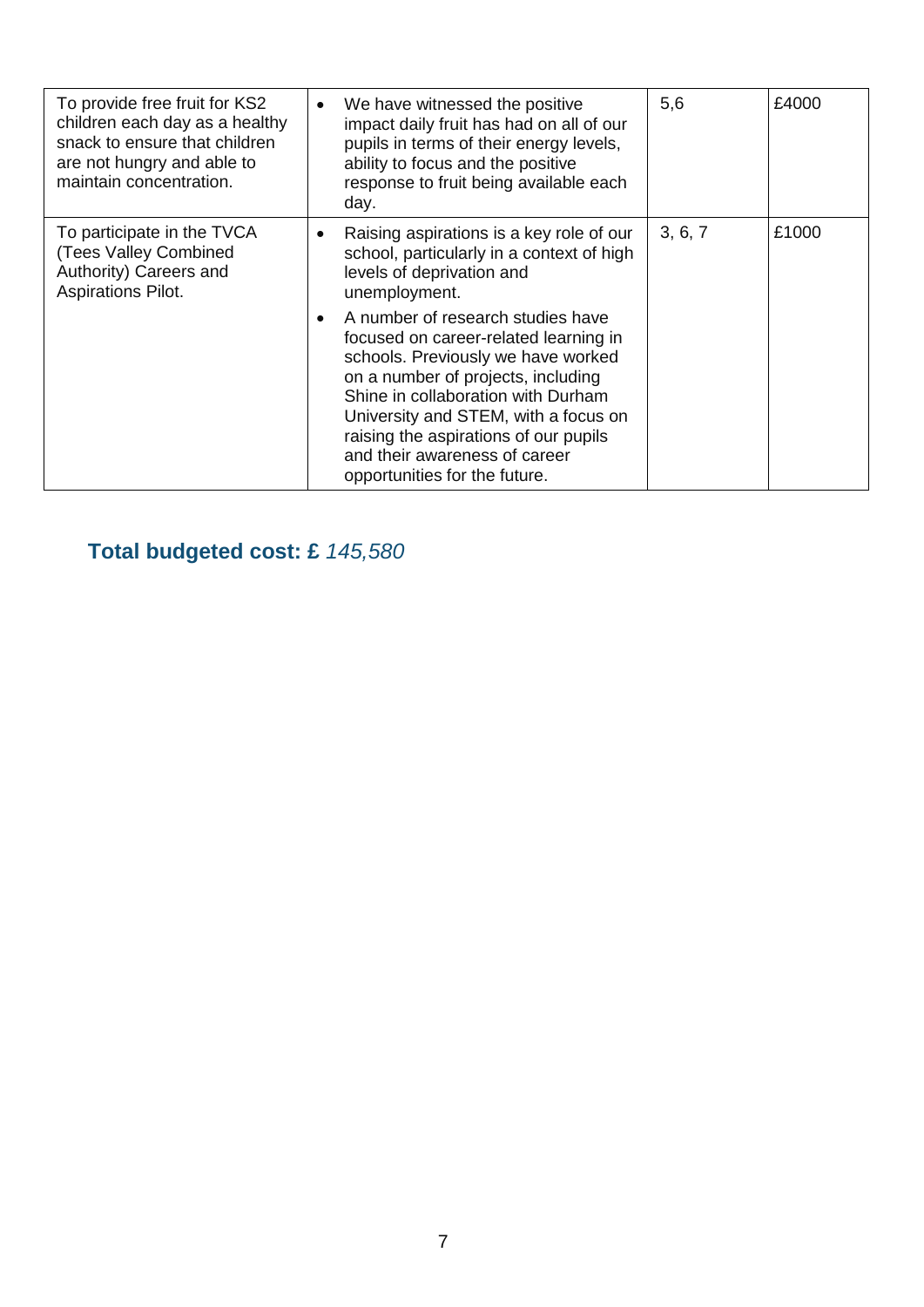| | | | |
|---|---|---|---|
| To provide free fruit for KS2 children each day as a healthy snack to ensure that children are not hungry and able to maintain concentration. | • We have witnessed the positive impact daily fruit has had on all of our pupils in terms of their energy levels, ability to focus and the positive response to fruit being available each day. | 5,6 | £4000 |
| To participate in the TVCA (Tees Valley Combined Authority) Careers and Aspirations Pilot. | • Raising aspirations is a key role of our school, particularly in a context of high levels of deprivation and unemployment. <br>• A number of research studies have focused on career-related learning in schools. Previously we have worked on a number of projects, including Shine in collaboration with Durham University and STEM, with a focus on raising the aspirations of our pupils and their awareness of career opportunities for the future. | 3, 6, 7 | £1000 |

## Total budgeted cost: £ *145,580*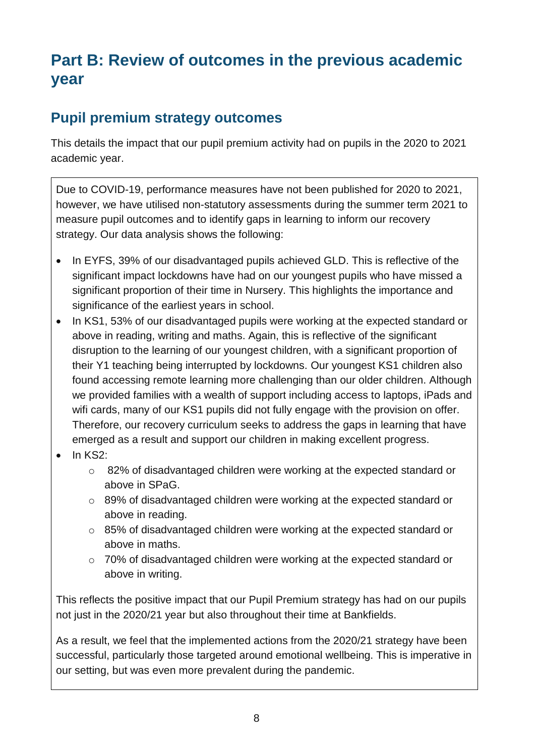# Part B: Review of outcomes in the previous academic year

## Pupil premium strategy outcomes

This details the impact that our pupil premium activity had on pupils in the 2020 to 2021 academic year.

Due to COVID-19, performance measures have not been published for 2020 to 2021, however, we have utilised non-statutory assessments during the summer term 2021 to measure pupil outcomes and to identify gaps in learning to inform our recovery strategy. Our data analysis shows the following:

- In EYFS, 39% of our disadvantaged pupils achieved GLD. This is reflective of the significant impact lockdowns have had on our youngest pupils who have missed a significant proportion of their time in Nursery. This highlights the importance and significance of the earliest years in school.
- In KS1, 53% of our disadvantaged pupils were working at the expected standard or above in reading, writing and maths. Again, this is reflective of the significant disruption to the learning of our youngest children, with a significant proportion of their Y1 teaching being interrupted by lockdowns. Our youngest KS1 children also found accessing remote learning more challenging than our older children. Although we provided families with a wealth of support including access to laptops, iPads and wifi cards, many of our KS1 pupils did not fully engage with the provision on offer. Therefore, our recovery curriculum seeks to address the gaps in learning that have emerged as a result and support our children in making excellent progress.
- In KS2:
  - 82% of disadvantaged children were working at the expected standard or above in SPaG.
  - 89% of disadvantaged children were working at the expected standard or above in reading.
  - 85% of disadvantaged children were working at the expected standard or above in maths.
  - 70% of disadvantaged children were working at the expected standard or above in writing.

This reflects the positive impact that our Pupil Premium strategy has had on our pupils not just in the 2020/21 year but also throughout their time at Bankfields.

As a result, we feel that the implemented actions from the 2020/21 strategy have been successful, particularly those targeted around emotional wellbeing. This is imperative in our setting, but was even more prevalent during the pandemic.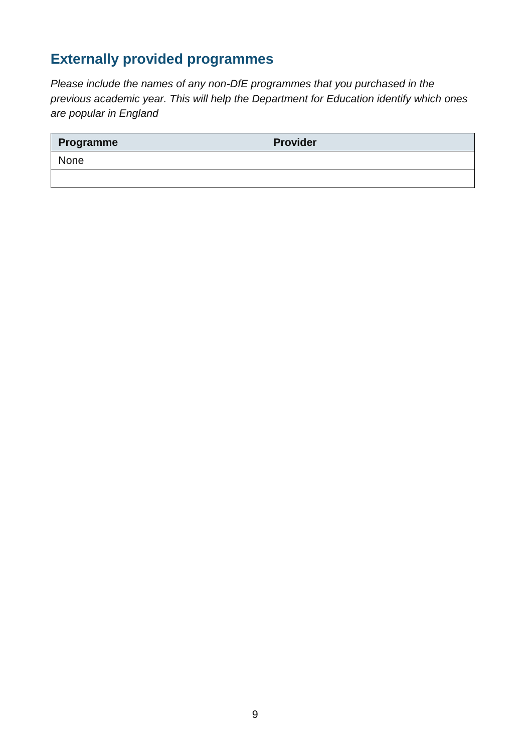## Externally provided programmes

*Please include the names of any non-DfE programmes that you purchased in the previous academic year. This will help the Department for Education identify which ones are popular in England*

| Programme | Provider |
| --- | --- |
| None | |
| | |